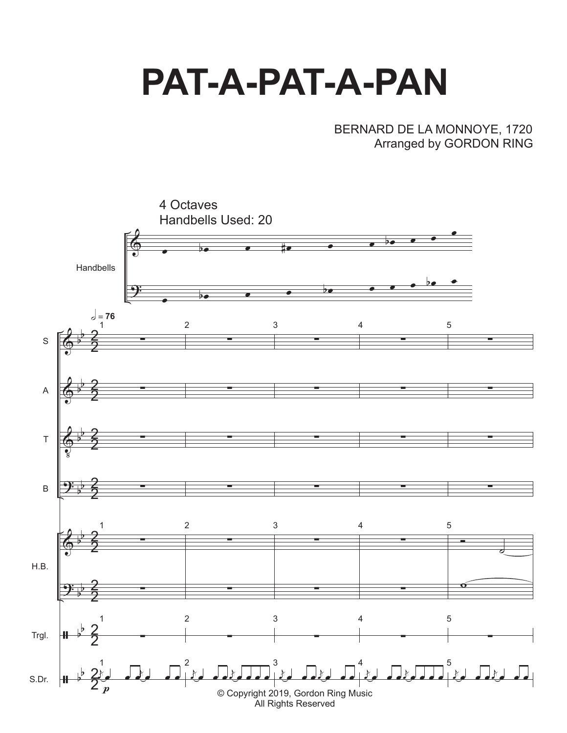# PAT-A-PAT-A-PAN

BERNARD DE LA MONNOYE, 1720
Arranged by GORDON RING

4 Octaves
Handbells Used: 20

© Copyright 2019, Gordon Ring Music
All Rights Reserved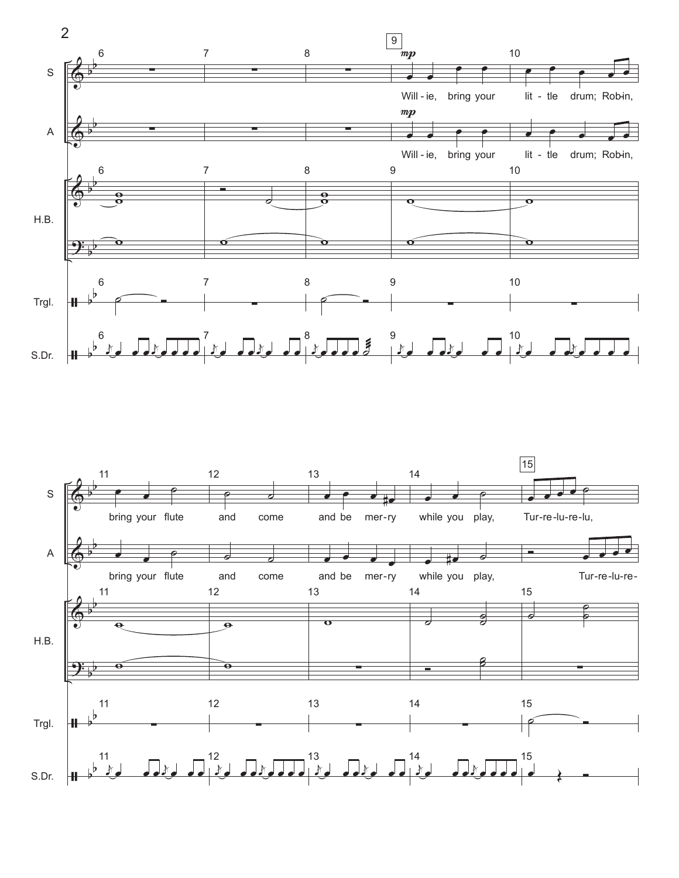S

Will - ie, bring your lit - tle drum; Rob-in, bring your flute and come and be mer-ry while you play, Tur-re-lu-re-lu,

A

Will - ie, bring your lit - tle drum; Rob-in, bring your flute and come and be mer-ry while you play, Tur-re-lu-re-

H.B.

Trgl.

S.Dr.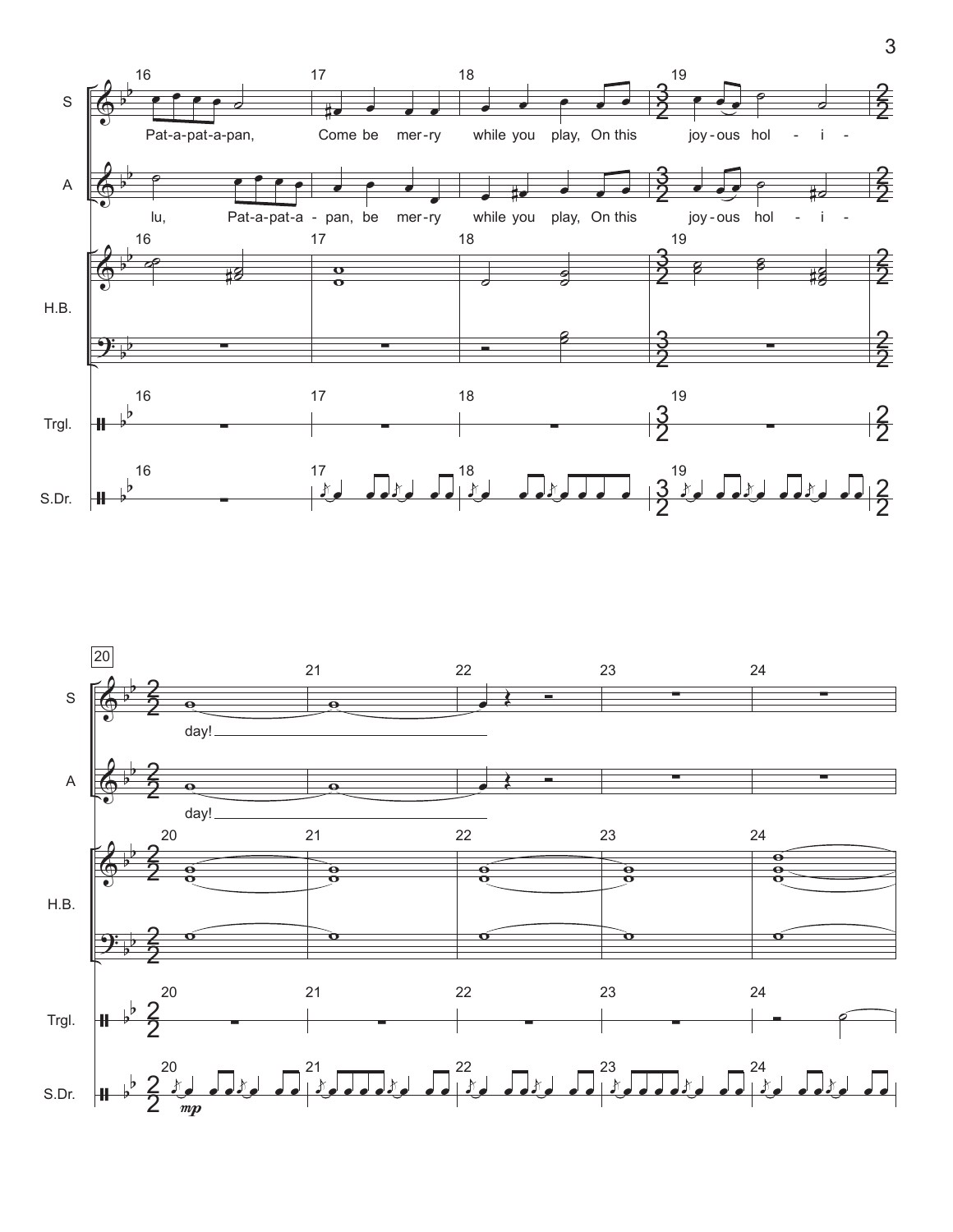S: Pat-a-pat-a-pan, Come be mer-ry while you play, On this joy-ous hol - i - day!

A: lu, Pat-a-pat-a - pan, be mer-ry while you play, On this joy-ous hol - i - day!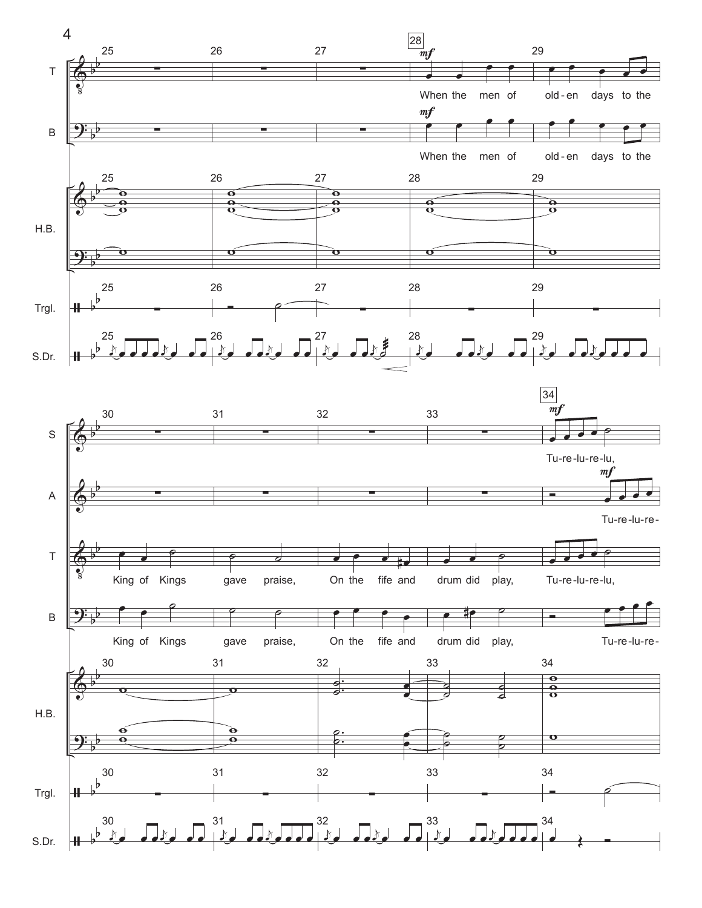When the men of olden days to the King of Kings gave praise,

On the fife and drum did play,

Tu-re-lu-re-lu,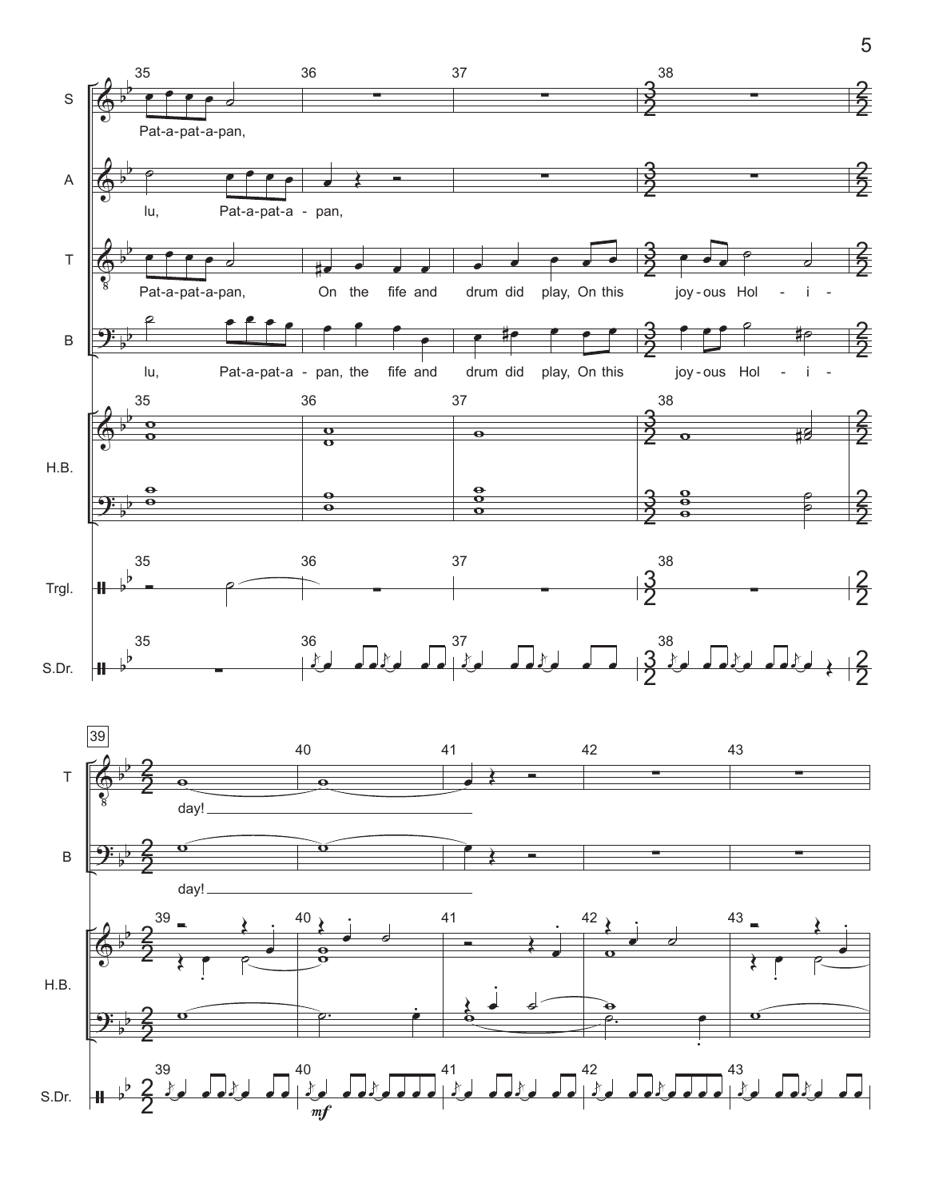**S:** Pat-a-pat-a-pan,

**A:** lu, Pat-a-pat-a - pan,

**T:** Pat-a-pat-a-pan, On the fife and drum did play, On this joy - ous Hol - i - day!

**B:** lu, Pat-a-pat-a - pan, the fife and drum did play, On this joy - ous Hol - i - day!

H.B.

Trgl.

S.Dr. *mf*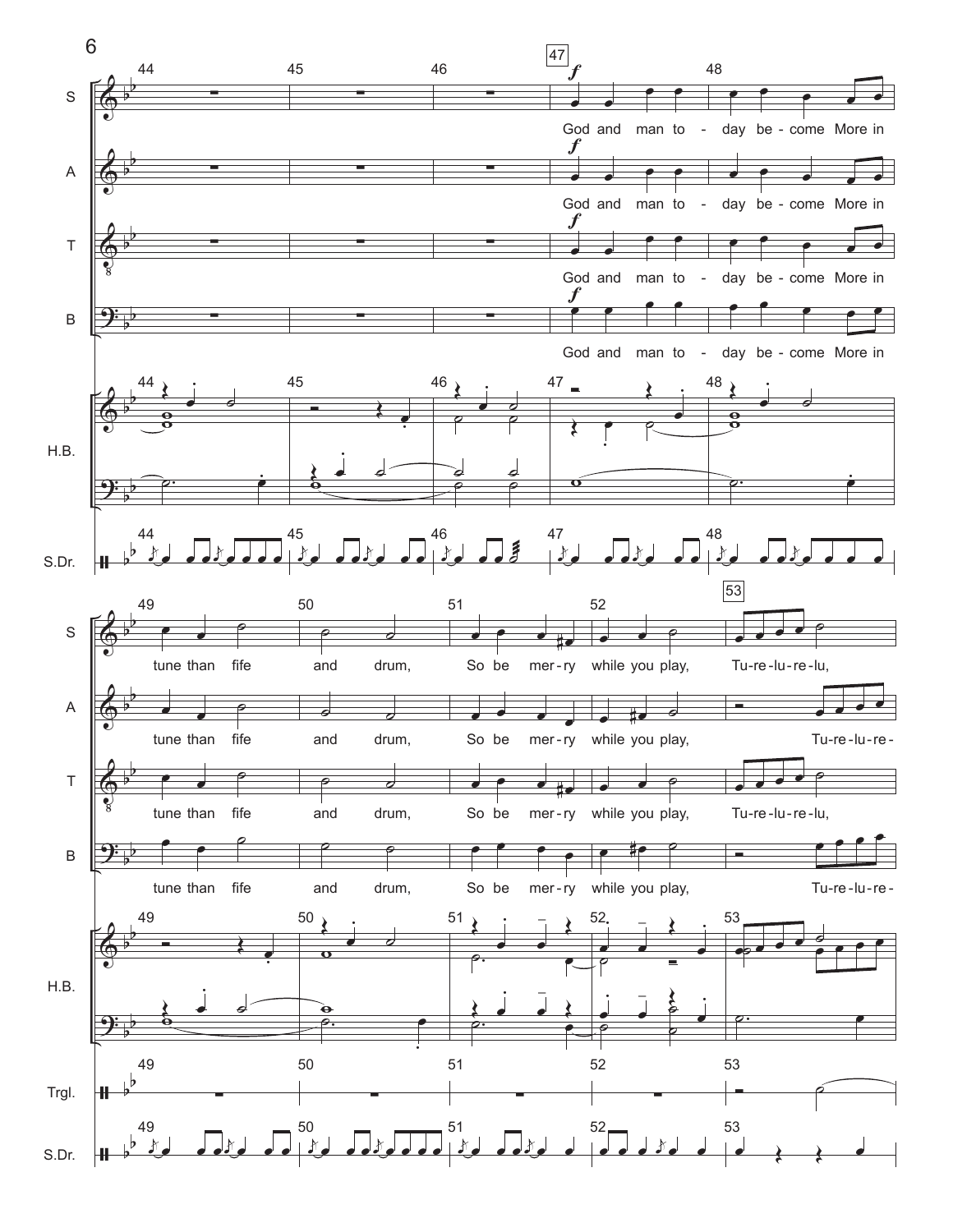S

A

T

B

God and man to - day be - come More in

tune than fife and drum, So be mer - ry while you play, Tu - re - lu - re - lu,

Tu - re - lu - re -

H.B.

S.Dr.

Trgl.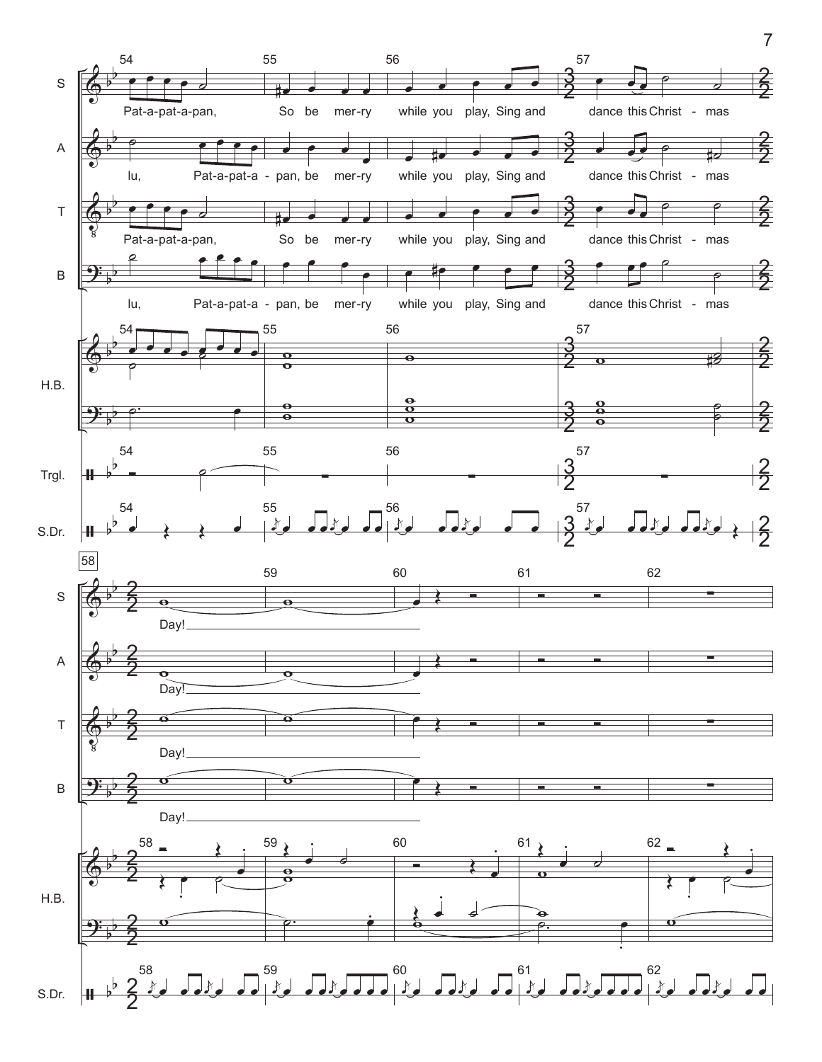**S:** Pat-a-pat-a-pan, So be mer-ry while you play, Sing and dance this Christ - mas Day!

**A:** lu, Pat-a-pat-a - pan, be mer-ry while you play, Sing and dance this Christ - mas Day!

**T:** Pat-a-pat-a-pan, So be mer-ry while you play, Sing and dance this Christ - mas Day!

**B:** lu, Pat-a-pat-a - pan, be mer-ry while you play, Sing and dance this Christ - mas Day!

H.B.

Trgl.

S.Dr.